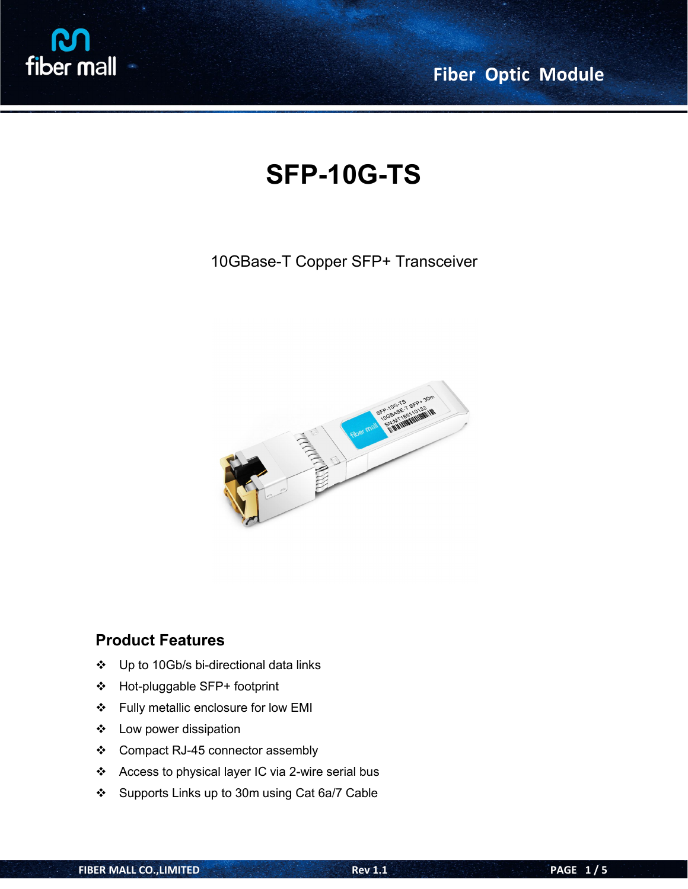# SFP-10G-TS

10GBase-T Copper SFP+ Transceiver

## Product Features

- Up to 10Gb/s bi-directional data links
- Hot-pluggable SFP+ footprint
- Fully metallic enclosure for low EMI
- Low power dissipation
- Compact RJ-45 connector assembly
- Access to physical layer IC via 2-wire serial bus
- Supports Links up to 30m using Cat 6a/7 Cable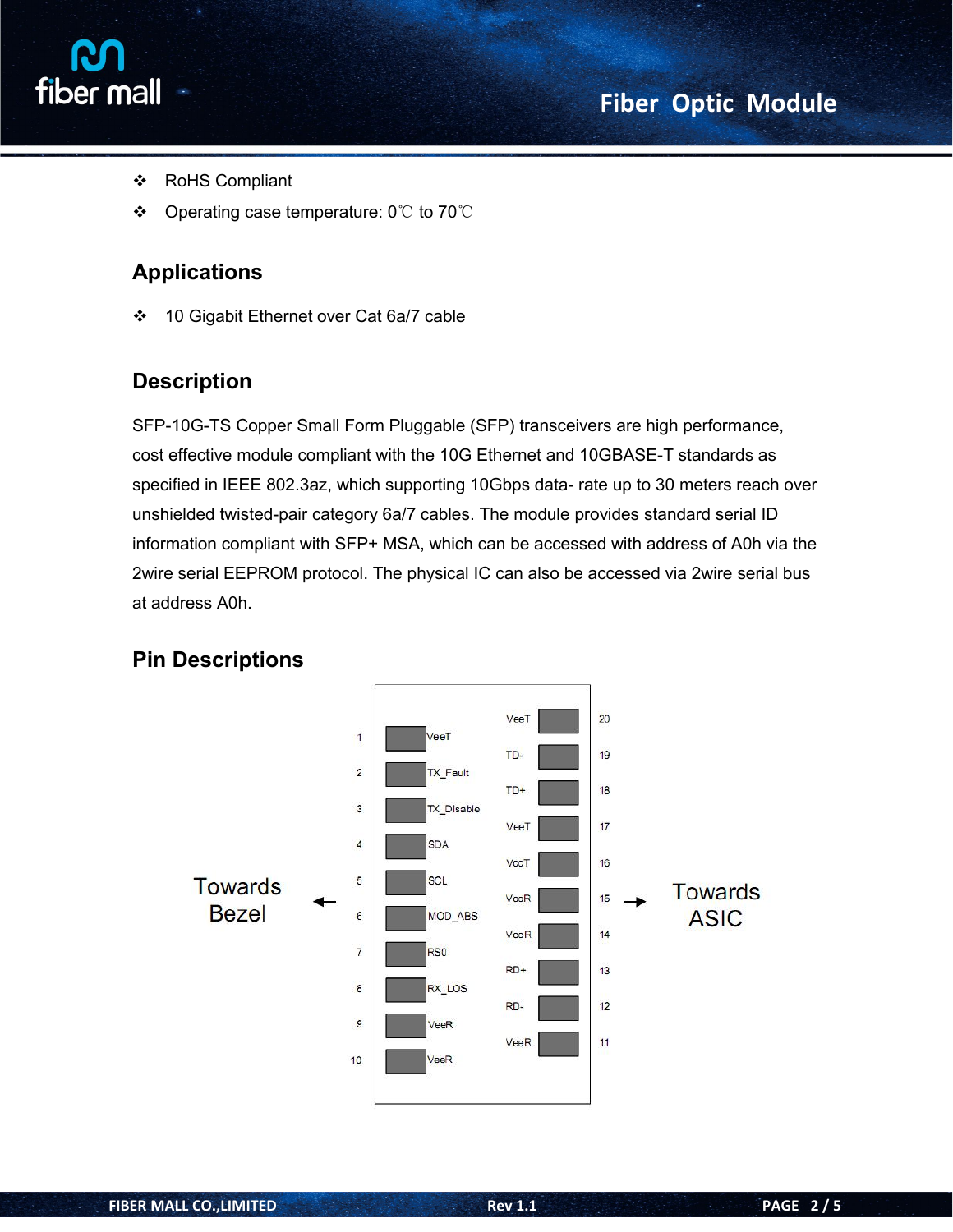- ❖ RoHS Compliant
- ❖ Operating case temperature: 0℃ to 70℃

## Applications

- ❖ 10 Gigabit Ethernet over Cat 6a/7 cable

## Description

SFP-10G-TS Copper Small Form Pluggable (SFP) transceivers are high performance, cost effective module compliant with the 10G Ethernet and 10GBASE-T standards as specified in IEEE 802.3az, which supporting 10Gbps data- rate up to 30 meters reach over unshielded twisted-pair category 6a/7 cables. The module provides standard serial ID information compliant with SFP+ MSA, which can be accessed with address of A0h via the 2wire serial EEPROM protocol. The physical IC can also be accessed via 2wire serial bus at address A0h.

## Pin Descriptions

Towards Bezel ← → Towards ASIC

| Pin | Name | Pin | Name |
|---|---|---|---|
| 1 | VeeT | 20 | VeeT |
| 2 | TX_Fault | 19 | TD- |
| 3 | TX_Disable | 18 | TD+ |
| 4 | SDA | 17 | VeeT |
| 5 | SCL | 16 | VccT |
| 6 | MOD_ABS | 15 | VccR |
| 7 | RS0 | 14 | VeeR |
| 8 | RX_LOS | 13 | RD+ |
| 9 | VeeR | 12 | RD- |
| 10 | VeeR | 11 | VeeR |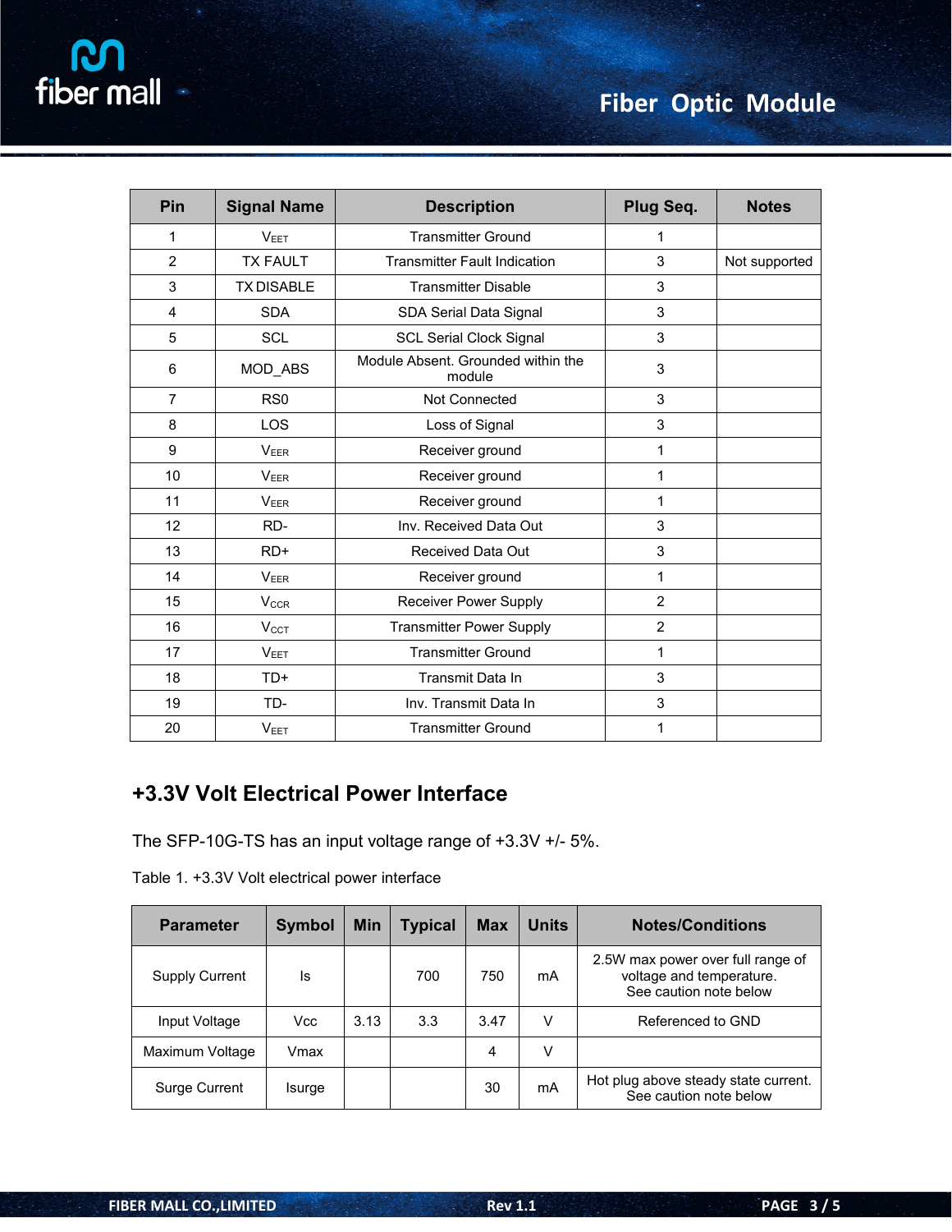| Pin | Signal Name | Description | Plug Seq. | Notes |
|---|---|---|---|---|
| 1 | $V_{EET}$ | Transmitter Ground | 1 | |
| 2 | TX FAULT | Transmitter Fault Indication | 3 | Not supported |
| 3 | TX DISABLE | Transmitter Disable | 3 | |
| 4 | SDA | SDA Serial Data Signal | 3 | |
| 5 | SCL | SCL Serial Clock Signal | 3 | |
| 6 | MOD_ABS | Module Absent. Grounded within the module | 3 | |
| 7 | RS0 | Not Connected | 3 | |
| 8 | LOS | Loss of Signal | 3 | |
| 9 | $V_{EER}$ | Receiver ground | 1 | |
| 10 | $V_{EER}$ | Receiver ground | 1 | |
| 11 | $V_{EER}$ | Receiver ground | 1 | |
| 12 | RD- | Inv. Received Data Out | 3 | |
| 13 | RD+ | Received Data Out | 3 | |
| 14 | $V_{EER}$ | Receiver ground | 1 | |
| 15 | $V_{CCR}$ | Receiver Power Supply | 2 | |
| 16 | $V_{CCT}$ | Transmitter Power Supply | 2 | |
| 17 | $V_{EET}$ | Transmitter Ground | 1 | |
| 18 | TD+ | Transmit Data In | 3 | |
| 19 | TD- | Inv. Transmit Data In | 3 | |
| 20 | $V_{EET}$ | Transmitter Ground | 1 | |

## +3.3V Volt Electrical Power Interface

The SFP-10G-TS has an input voltage range of +3.3V +/- 5%.

Table 1. +3.3V Volt electrical power interface

| Parameter | Symbol | Min | Typical | Max | Units | Notes/Conditions |
|---|---|---|---|---|---|---|
| Supply Current | Is | | 700 | 750 | mA | 2.5W max power over full range of voltage and temperature. See caution note below |
| Input Voltage | Vcc | 3.13 | 3.3 | 3.47 | V | Referenced to GND |
| Maximum Voltage | Vmax | | | 4 | V | |
| Surge Current | Isurge | | | 30 | mA | Hot plug above steady state current. See caution note below |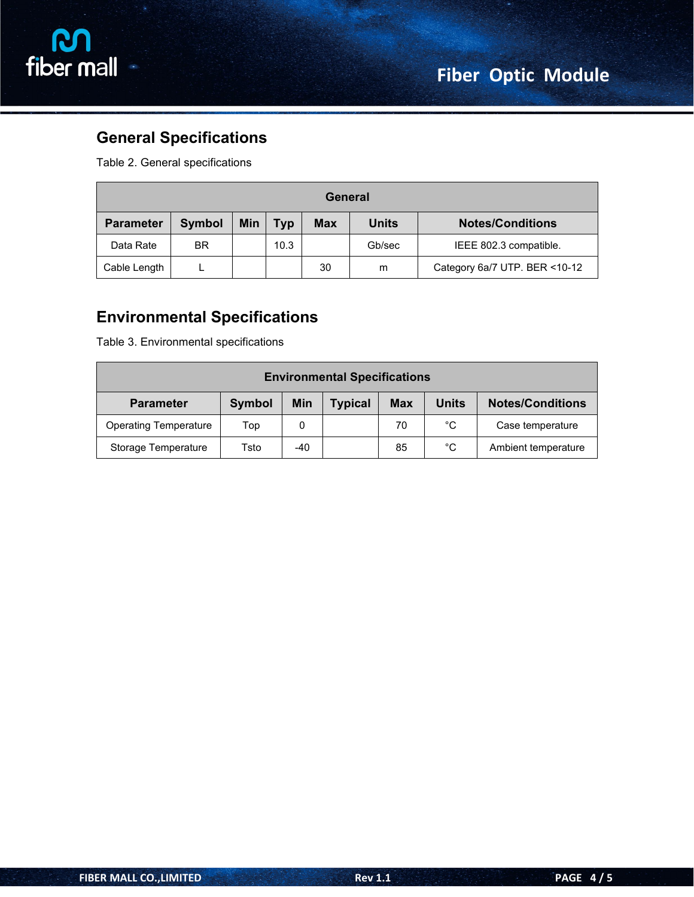## General Specifications

Table 2. General specifications

| General | | | | | | |
|---|---|---|---|---|---|---|
| **Parameter** | **Symbol** | **Min** | **Typ** | **Max** | **Units** | **Notes/Conditions** |
| Data Rate | BR | | 10.3 | | Gb/sec | IEEE 802.3 compatible. |
| Cable Length | L | | | 30 | m | Category 6a/7 UTP. BER <10-12 |

## Environmental Specifications

Table 3. Environmental specifications

| Environmental Specifications | | | | | | |
|---|---|---|---|---|---|---|
| **Parameter** | **Symbol** | **Min** | **Typical** | **Max** | **Units** | **Notes/Conditions** |
| Operating Temperature | Top | 0 | | 70 | °C | Case temperature |
| Storage Temperature | Tsto | -40 | | 85 | °C | Ambient temperature |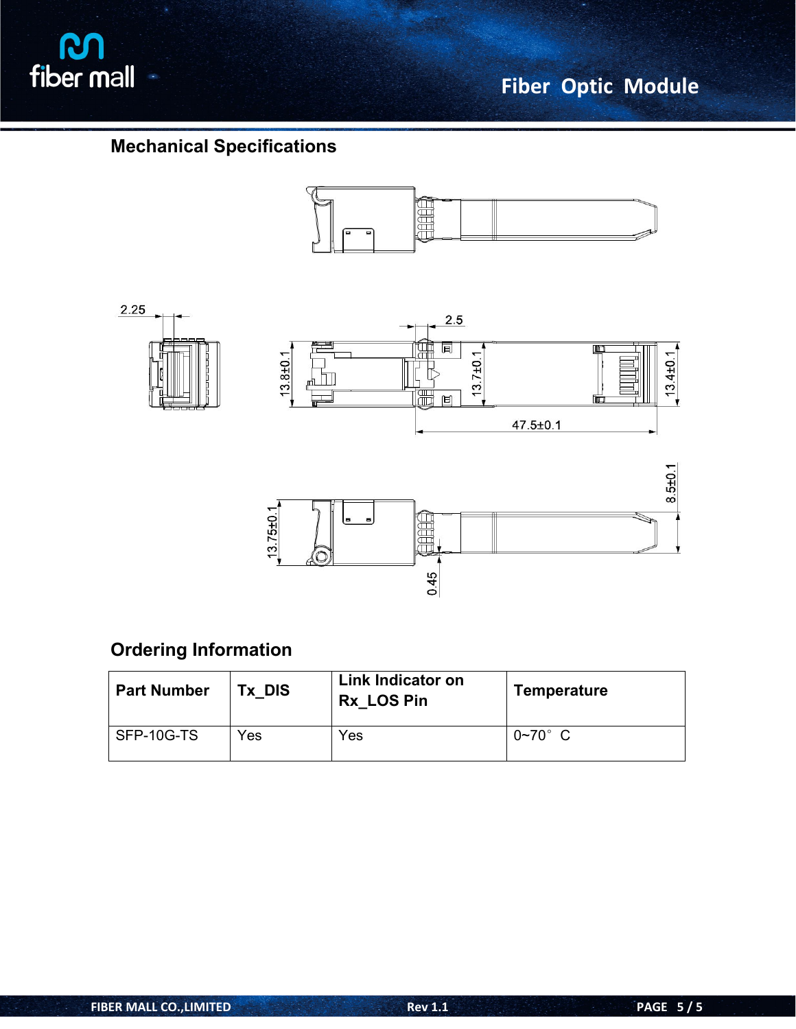## Mechanical Specifications

2.25

2.5

13.8±0.1

13.7±0.1

13.4±0.1

47.5±0.1

8.5±0.1

13.75±0.1

0.45

## Ordering Information

| Part Number | Tx_DIS | Link Indicator on Rx_LOS Pin | Temperature |
|---|---|---|---|
| SFP-10G-TS | Yes | Yes | 0~70° C |